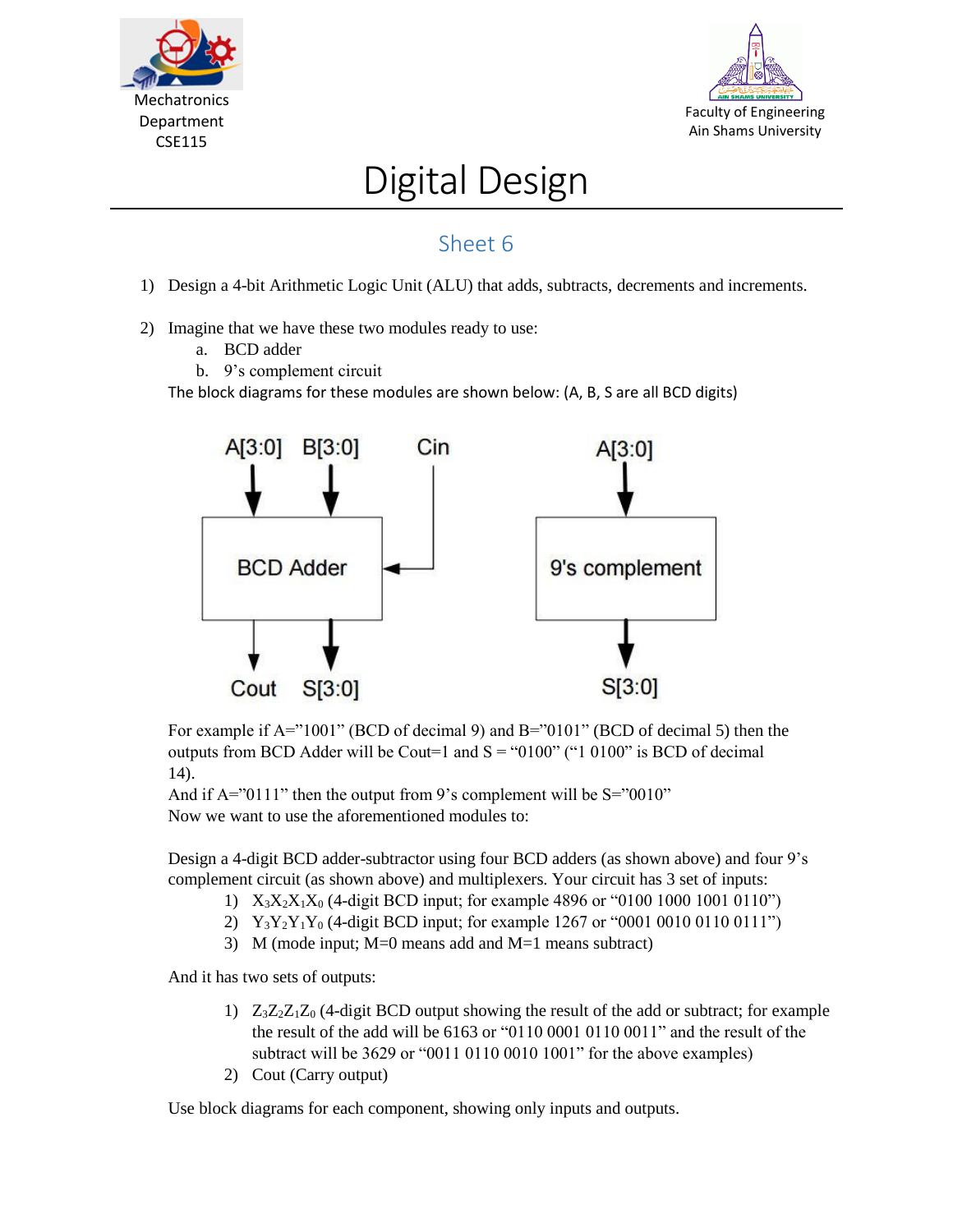Mechatronics Department
CSE115

Faculty of Engineering
Ain Shams University

# Digital Design

## Sheet 6

1) Design a 4-bit Arithmetic Logic Unit (ALU) that adds, subtracts, decrements and increments.

2) Imagine that we have these two modules ready to use:
   a. BCD adder
   b. 9's complement circuit

   The block diagrams for these modules are shown below: (A, B, S are all BCD digits)

   A[3:0] B[3:0] Cin → BCD Adder → Cout S[3:0]

   A[3:0] → 9's complement → S[3:0]

   For example if A="1001" (BCD of decimal 9) and B="0101" (BCD of decimal 5) then the outputs from BCD Adder will be Cout=1 and S = "0100" ("1 0100" is BCD of decimal 14).
   And if A="0111" then the output from 9's complement will be S="0010"
   Now we want to use the aforementioned modules to:

   Design a 4-digit BCD adder-subtractor using four BCD adders (as shown above) and four 9's complement circuit (as shown above) and multiplexers. Your circuit has 3 set of inputs:
   1) $X_3X_2X_1X_0$ (4-digit BCD input; for example 4896 or "0100 1000 1001 0110")
   2) $Y_3Y_2Y_1Y_0$ (4-digit BCD input; for example 1267 or "0001 0010 0110 0111")
   3) M (mode input; M=0 means add and M=1 means subtract)

   And it has two sets of outputs:

   1) $Z_3Z_2Z_1Z_0$ (4-digit BCD output showing the result of the add or subtract; for example the result of the add will be 6163 or "0110 0001 0110 0011" and the result of the subtract will be 3629 or "0011 0110 0010 1001" for the above examples)
   2) Cout (Carry output)

   Use block diagrams for each component, showing only inputs and outputs.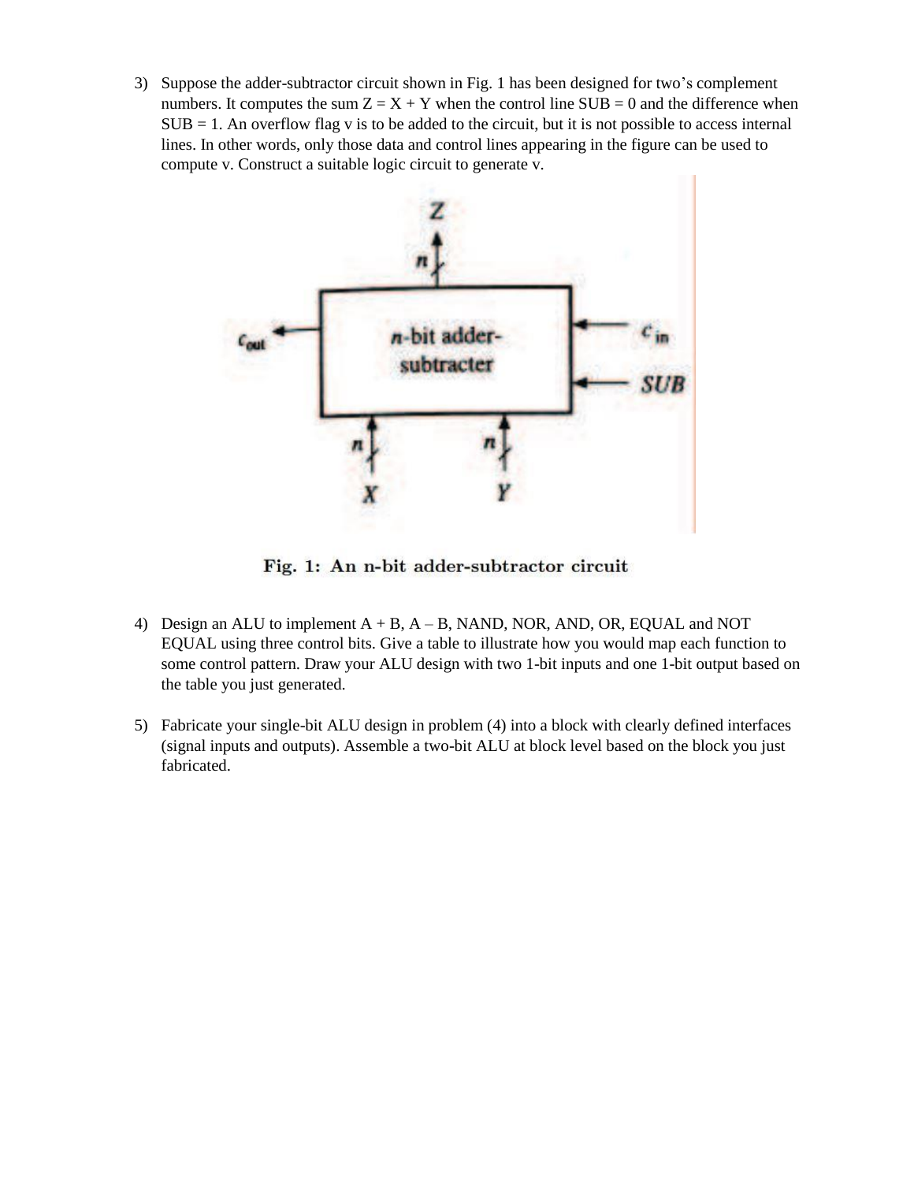3) Suppose the adder-subtractor circuit shown in Fig. 1 has been designed for two's complement numbers. It computes the sum $Z = X + Y$ when the control line $SUB = 0$ and the difference when $SUB = 1$. An overflow flag v is to be added to the circuit, but it is not possible to access internal lines. In other words, only those data and control lines appearing in the figure can be used to compute v. Construct a suitable logic circuit to generate v.

Z

n

$c_{out}$

n-bit adder-subtracter

$c_{in}$

SUB

n

n

X

Y

**Fig. 1: An n-bit adder-subtractor circuit**

4) Design an ALU to implement A + B, A – B, NAND, NOR, AND, OR, EQUAL and NOT EQUAL using three control bits. Give a table to illustrate how you would map each function to some control pattern. Draw your ALU design with two 1-bit inputs and one 1-bit output based on the table you just generated.

5) Fabricate your single-bit ALU design in problem (4) into a block with clearly defined interfaces (signal inputs and outputs). Assemble a two-bit ALU at block level based on the block you just fabricated.